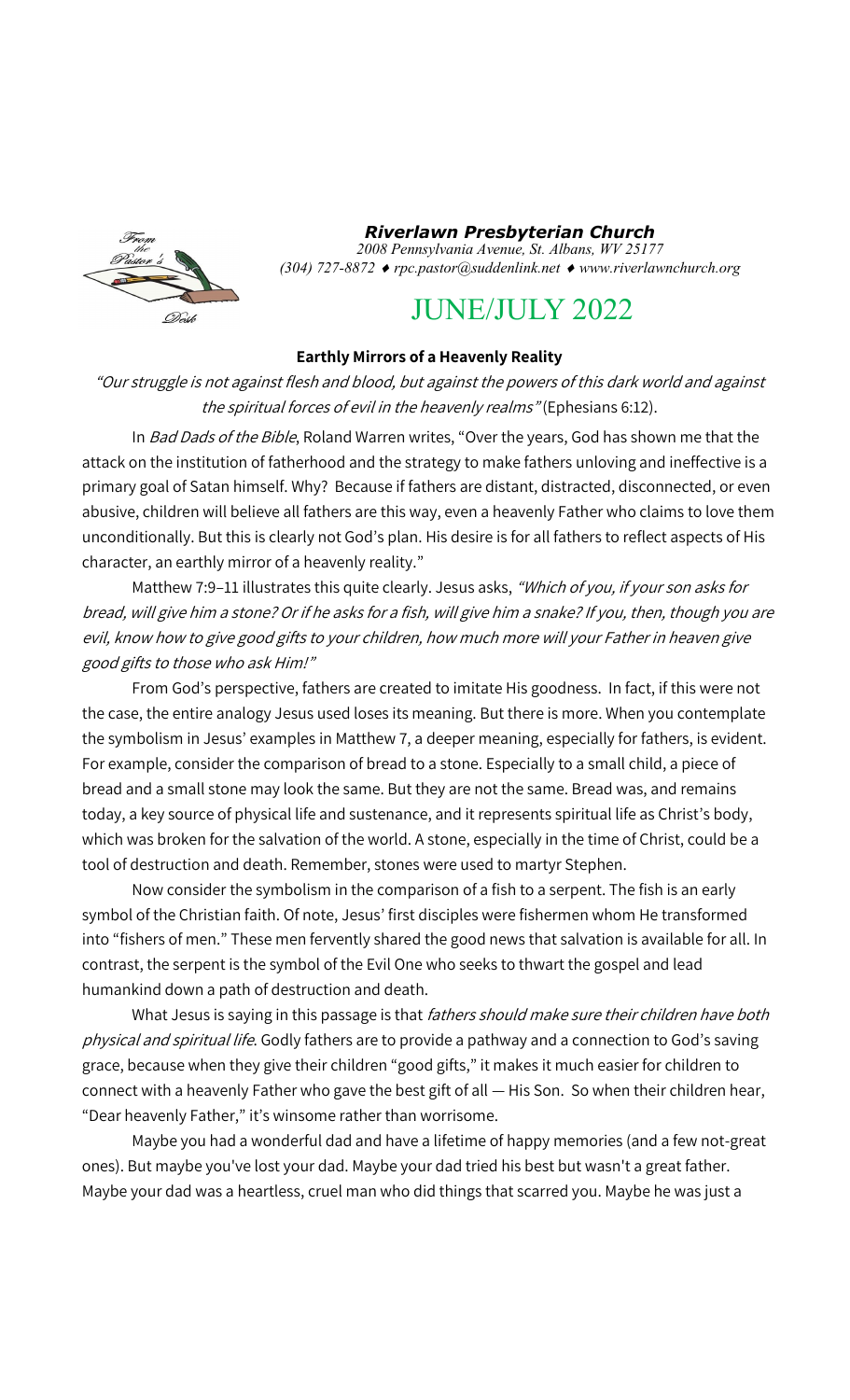***Riverlawn Presbyterian Church***

*2008 Pennsylvania Avenue, St. Albans, WV 25177*
*(304) 727-8872 ♦ rpc.pastor@suddenlink.net ♦ www.riverlawnchurch.org*

# JUNE/JULY 2022

## Earthly Mirrors of a Heavenly Reality

*"Our struggle is not against flesh and blood, but against the powers of this dark world and against the spiritual forces of evil in the heavenly realms"* (Ephesians 6:12).

In *Bad Dads of the Bible*, Roland Warren writes, "Over the years, God has shown me that the attack on the institution of fatherhood and the strategy to make fathers unloving and ineffective is a primary goal of Satan himself. Why? Because if fathers are distant, distracted, disconnected, or even abusive, children will believe all fathers are this way, even a heavenly Father who claims to love them unconditionally. But this is clearly not God's plan. His desire is for all fathers to reflect aspects of His character, an earthly mirror of a heavenly reality."

Matthew 7:9–11 illustrates this quite clearly. Jesus asks, *"Which of you, if your son asks for bread, will give him a stone? Or if he asks for a fish, will give him a snake? If you, then, though you are evil, know how to give good gifts to your children, how much more will your Father in heaven give good gifts to those who ask Him!"*

From God's perspective, fathers are created to imitate His goodness. In fact, if this were not the case, the entire analogy Jesus used loses its meaning. But there is more. When you contemplate the symbolism in Jesus' examples in Matthew 7, a deeper meaning, especially for fathers, is evident. For example, consider the comparison of bread to a stone. Especially to a small child, a piece of bread and a small stone may look the same. But they are not the same. Bread was, and remains today, a key source of physical life and sustenance, and it represents spiritual life as Christ's body, which was broken for the salvation of the world. A stone, especially in the time of Christ, could be a tool of destruction and death. Remember, stones were used to martyr Stephen.

Now consider the symbolism in the comparison of a fish to a serpent. The fish is an early symbol of the Christian faith. Of note, Jesus' first disciples were fishermen whom He transformed into "fishers of men." These men fervently shared the good news that salvation is available for all. In contrast, the serpent is the symbol of the Evil One who seeks to thwart the gospel and lead humankind down a path of destruction and death.

What Jesus is saying in this passage is that *fathers should make sure their children have both physical and spiritual life*. Godly fathers are to provide a pathway and a connection to God's saving grace, because when they give their children "good gifts," it makes it much easier for children to connect with a heavenly Father who gave the best gift of all — His Son. So when their children hear, "Dear heavenly Father," it's winsome rather than worrisome.

Maybe you had a wonderful dad and have a lifetime of happy memories (and a few not-great ones). But maybe you've lost your dad. Maybe your dad tried his best but wasn't a great father. Maybe your dad was a heartless, cruel man who did things that scarred you. Maybe he was just a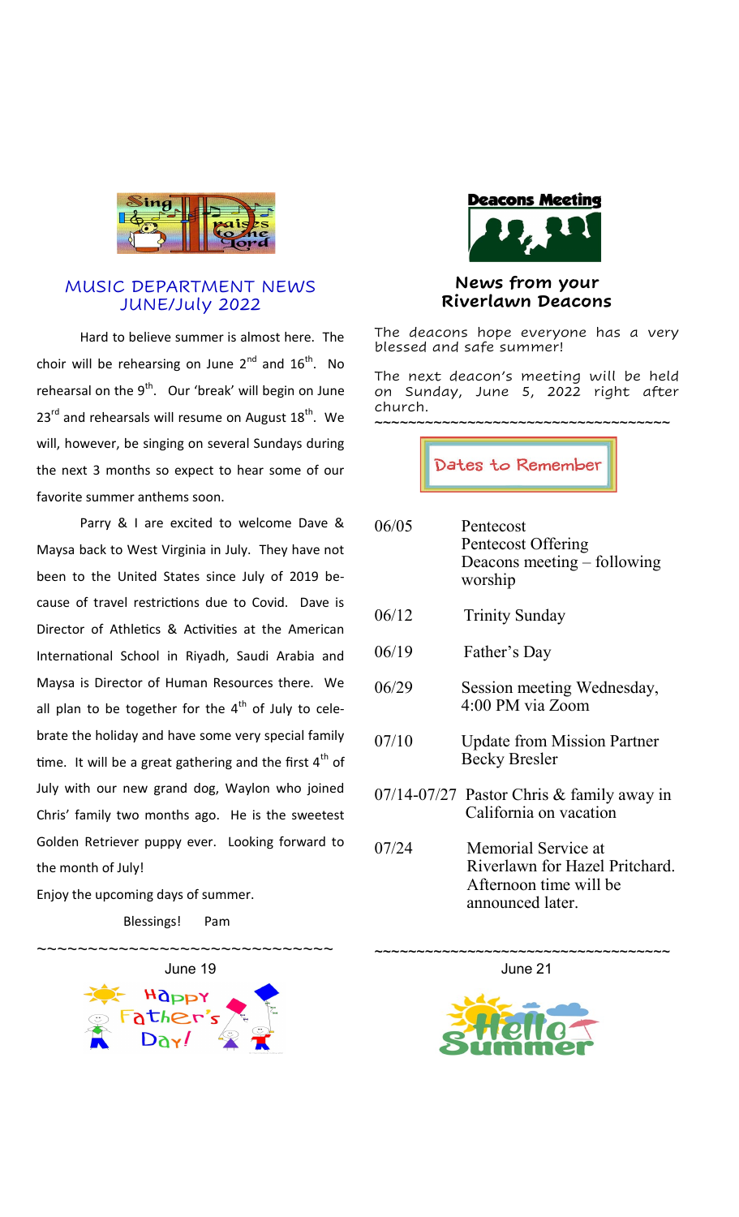## MUSIC DEPARTMENT NEWS
## JUNE/July 2022

Hard to believe summer is almost here. The choir will be rehearsing on June 2nd and 16th. No rehearsal on the 9th. Our 'break' will begin on June 23rd and rehearsals will resume on August 18th. We will, however, be singing on several Sundays during the next 3 months so expect to hear some of our favorite summer anthems soon.

Parry & I are excited to welcome Dave & Maysa back to West Virginia in July. They have not been to the United States since July of 2019 because of travel restrictions due to Covid. Dave is Director of Athletics & Activities at the American International School in Riyadh, Saudi Arabia and Maysa is Director of Human Resources there. We all plan to be together for the 4th of July to celebrate the holiday and have some very special family time. It will be a great gathering and the first 4th of July with our new grand dog, Waylon who joined Chris' family two months ago. He is the sweetest Golden Retriever puppy ever. Looking forward to the month of July!

Enjoy the upcoming days of summer.

Blessings! Pam

~~~~~~~~~~~~~~~~~~~~~~~~~~~~~

June 19

Happy Father's Day!

## Deacons Meeting

### News from your Riverlawn Deacons

The deacons hope everyone has a very blessed and safe summer!

The next deacon's meeting will be held on Sunday, June 5, 2022 right after church.

~~~~~~~~~~~~~~~~~~~~~~~~~~~~~~~~~~~

### Dates to Remember

| | |
|---|---|
| 06/05 | Pentecost<br>Pentecost Offering<br>Deacons meeting – following worship |
| 06/12 | Trinity Sunday |
| 06/19 | Father's Day |
| 06/29 | Session meeting Wednesday, 4:00 PM via Zoom |
| 07/10 | Update from Mission Partner Becky Bresler |
| 07/14-07/27 | Pastor Chris & family away in California on vacation |
| 07/24 | Memorial Service at Riverlawn for Hazel Pritchard. Afternoon time will be announced later. |

~~~~~~~~~~~~~~~~~~~~~~~~~~~~~~~~~~~

June 21

Hello Summer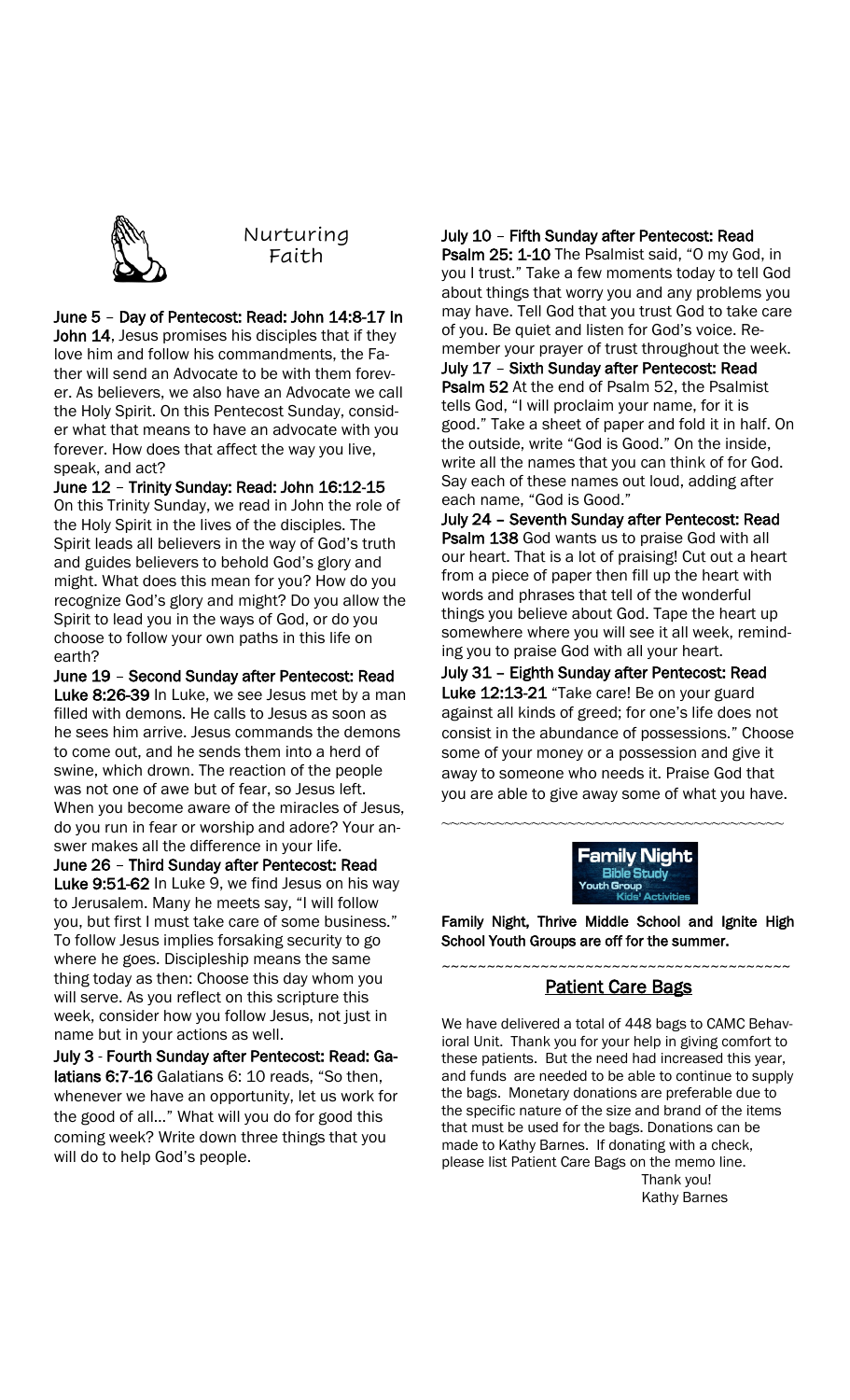## Nurturing Faith

**June 5 – Day of Pentecost: Read: John 14:8-17** In **John 14**, Jesus promises his disciples that if they love him and follow his commandments, the Father will send an Advocate to be with them forever. As believers, we also have an Advocate we call the Holy Spirit. On this Pentecost Sunday, consider what that means to have an advocate with you forever. How does that affect the way you live, speak, and act?

**June 12 – Trinity Sunday: Read: John 16:12-15** On this Trinity Sunday, we read in John the role of the Holy Spirit in the lives of the disciples. The Spirit leads all believers in the way of God's truth and guides believers to behold God's glory and might. What does this mean for you? How do you recognize God's glory and might? Do you allow the Spirit to lead you in the ways of God, or do you choose to follow your own paths in this life on earth?

**June 19 – Second Sunday after Pentecost: Read Luke 8:26-39** In Luke, we see Jesus met by a man filled with demons. He calls to Jesus as soon as he sees him arrive. Jesus commands the demons to come out, and he sends them into a herd of swine, which drown. The reaction of the people was not one of awe but of fear, so Jesus left. When you become aware of the miracles of Jesus, do you run in fear or worship and adore? Your answer makes all the difference in your life.

**June 26 – Third Sunday after Pentecost: Read Luke 9:51-62** In Luke 9, we find Jesus on his way to Jerusalem. Many he meets say, "I will follow you, but first I must take care of some business." To follow Jesus implies forsaking security to go where he goes. Discipleship means the same thing today as then: Choose this day whom you will serve. As you reflect on this scripture this week, consider how you follow Jesus, not just in name but in your actions as well.

**July 3 - Fourth Sunday after Pentecost: Read: Galatians 6:7-16** Galatians 6: 10 reads, "So then, whenever we have an opportunity, let us work for the good of all..." What will you do for good this coming week? Write down three things that you will do to help God's people.

**July 10 – Fifth Sunday after Pentecost: Read Psalm 25: 1-10** The Psalmist said, "O my God, in you I trust." Take a few moments today to tell God about things that worry you and any problems you may have. Tell God that you trust God to take care of you. Be quiet and listen for God's voice. Remember your prayer of trust throughout the week.

**July 17 – Sixth Sunday after Pentecost: Read Psalm 52** At the end of Psalm 52, the Psalmist tells God, "I will proclaim your name, for it is good." Take a sheet of paper and fold it in half. On the outside, write "God is Good." On the inside, write all the names that you can think of for God. Say each of these names out loud, adding after each name, "God is Good."

**July 24 – Seventh Sunday after Pentecost: Read Psalm 138** God wants us to praise God with all our heart. That is a lot of praising! Cut out a heart from a piece of paper then fill up the heart with words and phrases that tell of the wonderful things you believe about God. Tape the heart up somewhere where you will see it all week, reminding you to praise God with all your heart.

**July 31 – Eighth Sunday after Pentecost: Read Luke 12:13-21** "Take care! Be on your guard against all kinds of greed; for one's life does not consist in the abundance of possessions." Choose some of your money or a possession and give it away to someone who needs it. Praise God that you are able to give away some of what you have.

~~~~~~~~~~~~~~~~~~~~~~~~~~~~~~~~~~~~~~~~

**Family Night** Bible Study, Youth Group, Kids' Activities

**Family Night, Thrive Middle School and Ignite High School Youth Groups are off for the summer.**

~~~~~~~~~~~~~~~~~~~~~~~~~~~~~~~~~~~~~~~~

## Patient Care Bags

We have delivered a total of 448 bags to CAMC Behavioral Unit. Thank you for your help in giving comfort to these patients. But the need had increased this year, and funds are needed to be able to continue to supply the bags. Monetary donations are preferable due to the specific nature of the size and brand of the items that must be used for the bags. Donations can be made to Kathy Barnes. If donating with a check, please list Patient Care Bags on the memo line.

Thank you!
Kathy Barnes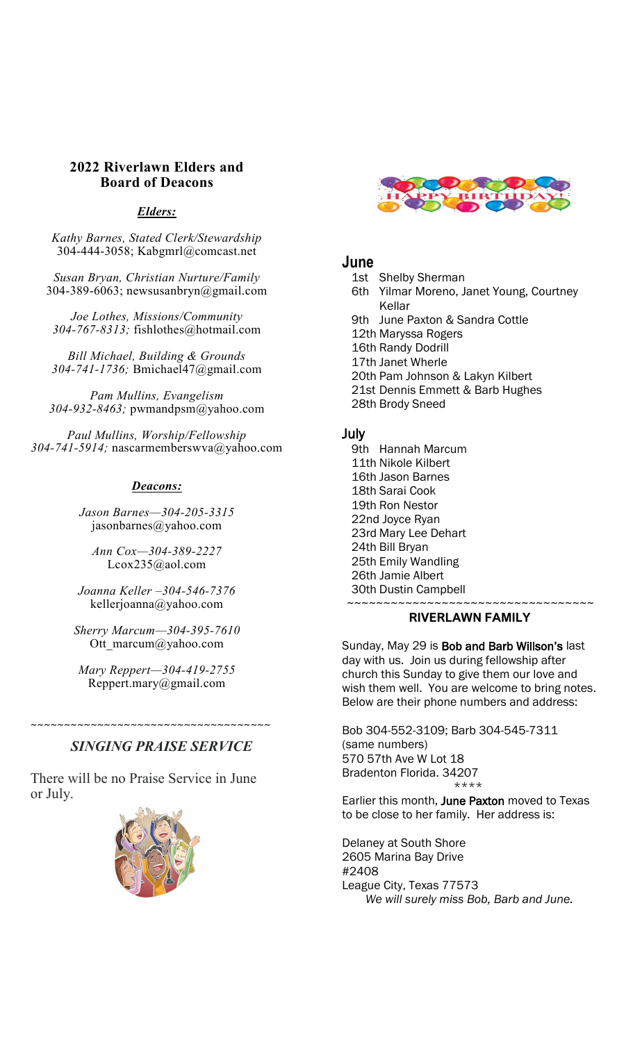## 2022 Riverlawn Elders and Board of Deacons

### ***Elders:***

*Kathy Barnes, Stated Clerk/Stewardship*
304-444-3058; Kabgmrl@comcast.net

*Susan Bryan, Christian Nurture/Family*
304-389-6063; newsusanbryn@gmail.com

*Joe Lothes, Missions/Community*
*304-767-8313;* fishlothes@hotmail.com

*Bill Michael, Building & Grounds*
*304-741-1736;* Bmichael47@gmail.com

*Pam Mullins, Evangelism*
*304-932-8463;* pwmandpsm@yahoo.com

*Paul Mullins, Worship/Fellowship*
*304-741-5914;* nascarmemberswva@yahoo.com

### ***Deacons:***

*Jason Barnes—304-205-3315*
jasonbarnes@yahoo.com

*Ann Cox—304-389-2227*
Lcox235@aol.com

*Joanna Keller –304-546-7376*
kellerjoanna@yahoo.com

*Sherry Marcum—304-395-7610*
Ott_marcum@yahoo.com

*Mary Reppert—304-419-2755*
Reppert.mary@gmail.com

~~~~~~~~~~~~~~~~~~~~~~~~~~~~~~~~~~~

### *SINGING PRAISE SERVICE*

There will be no Praise Service in June or July.

## June

- 1st Shelby Sherman
- 6th Yilmar Moreno, Janet Young, Courtney Kellar
- 9th June Paxton & Sandra Cottle
- 12th Maryssa Rogers
- 16th Randy Dodrill
- 17th Janet Wherle
- 20th Pam Johnson & Lakyn Kilbert
- 21st Dennis Emmett & Barb Hughes
- 28th Brody Sneed

## July

- 9th Hannah Marcum
- 11th Nikole Kilbert
- 16th Jason Barnes
- 18th Sarai Cook
- 19th Ron Nestor
- 22nd Joyce Ryan
- 23rd Mary Lee Dehart
- 24th Bill Bryan
- 25th Emily Wandling
- 26th Jamie Albert
- 30th Dustin Campbell

~~~~~~~~~~~~~~~~~~~~~~~~~~~~~~~~~~~

### RIVERLAWN FAMILY

Sunday, May 29 is **Bob and Barb Willson's** last day with us. Join us during fellowship after church this Sunday to give them our love and wish them well. You are welcome to bring notes. Below are their phone numbers and address:

Bob 304-552-3109; Barb 304-545-7311
(same numbers)
570 57th Ave W Lot 18
Bradenton Florida. 34207

****

Earlier this month, **June Paxton** moved to Texas to be close to her family. Her address is:

Delaney at South Shore
2605 Marina Bay Drive
#2408
League City, Texas 77573

*We will surely miss Bob, Barb and June.*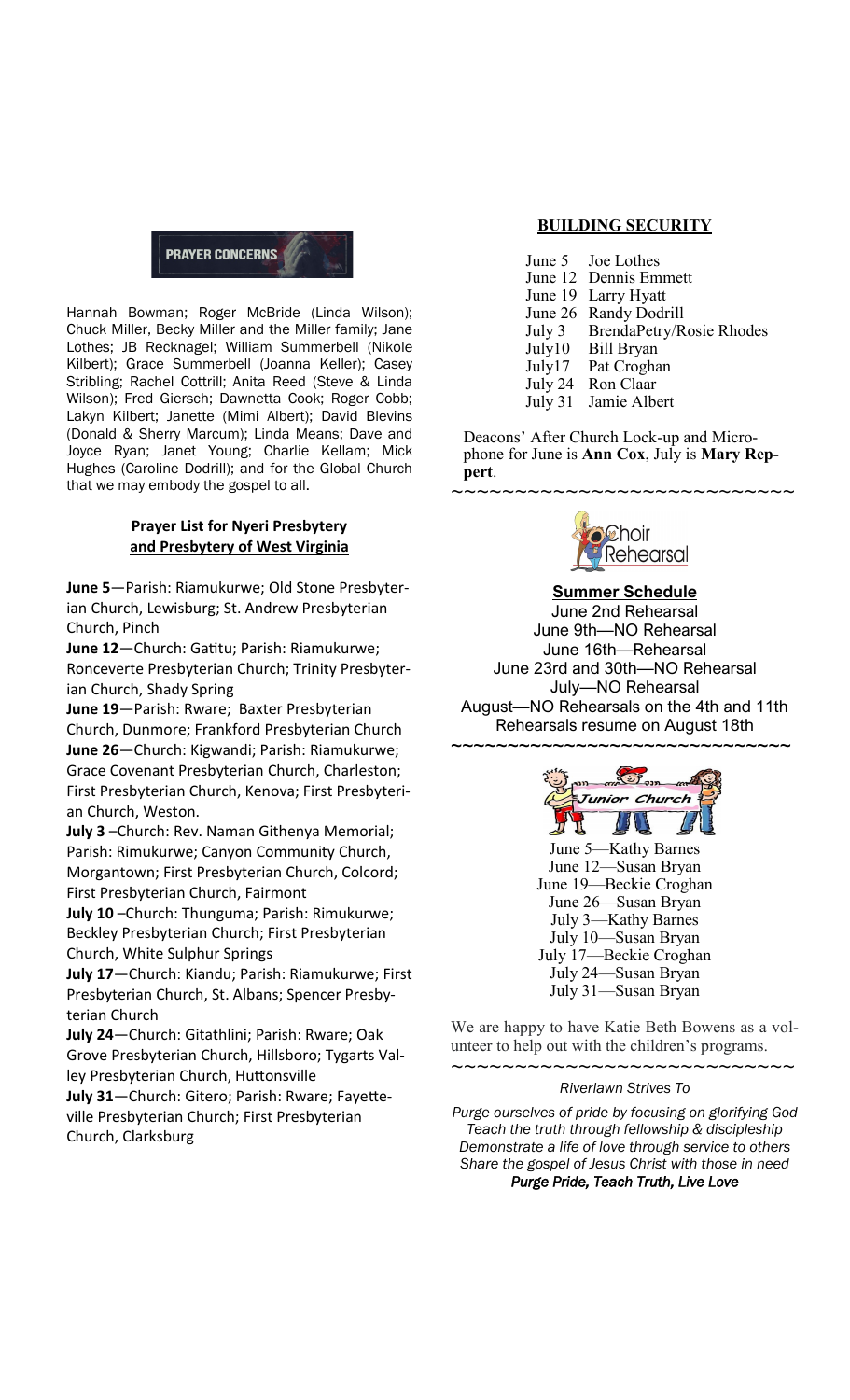## PRAYER CONCERNS

Hannah Bowman; Roger McBride (Linda Wilson); Chuck Miller, Becky Miller and the Miller family; Jane Lothes; JB Recknagel; William Summerbell (Nikole Kilbert); Grace Summerbell (Joanna Keller); Casey Stribling; Rachel Cottrill; Anita Reed (Steve & Linda Wilson); Fred Giersch; Dawnetta Cook; Roger Cobb; Lakyn Kilbert; Janette (Mimi Albert); David Blevins (Donald & Sherry Marcum); Linda Means; Dave and Joyce Ryan; Janet Young; Charlie Kellam; Mick Hughes (Caroline Dodrill); and for the Global Church that we may embody the gospel to all.

### Prayer List for Nyeri Presbytery and Presbytery of West Virginia

**June 5**—Parish: Riamukurwe; Old Stone Presbyterian Church, Lewisburg; St. Andrew Presbyterian Church, Pinch

**June 12**—Church: Gatitu; Parish: Riamukurwe; Ronceverte Presbyterian Church; Trinity Presbyterian Church, Shady Spring

**June 19**—Parish: Rware; Baxter Presbyterian Church, Dunmore; Frankford Presbyterian Church

**June 26**—Church: Kigwandi; Parish: Riamukurwe; Grace Covenant Presbyterian Church, Charleston; First Presbyterian Church, Kenova; First Presbyterian Church, Weston.

**July 3** –Church: Rev. Naman Githenya Memorial; Parish: Rimukurwe; Canyon Community Church, Morgantown; First Presbyterian Church, Colcord; First Presbyterian Church, Fairmont

**July 10** –Church: Thunguma; Parish: Rimukurwe; Beckley Presbyterian Church; First Presbyterian Church, White Sulphur Springs

**July 17**—Church: Kiandu; Parish: Riamukurwe; First Presbyterian Church, St. Albans; Spencer Presbyterian Church

**July 24**—Church: Gitathlini; Parish: Rware; Oak Grove Presbyterian Church, Hillsboro; Tygarts Valley Presbyterian Church, Huttonsville

**July 31**—Church: Gitero; Parish: Rware; Fayetteville Presbyterian Church; First Presbyterian Church, Clarksburg

## BUILDING SECURITY

| | |
|---|---|
| June 5 | Joe Lothes |
| June 12 | Dennis Emmett |
| June 19 | Larry Hyatt |
| June 26 | Randy Dodrill |
| July 3 | BrendaPetry/Rosie Rhodes |
| July10 | Bill Bryan |
| July17 | Pat Croghan |
| July 24 | Ron Claar |
| July 31 | Jamie Albert |

Deacons' After Church Lock-up and Microphone for June is **Ann Cox**, July is **Mary Reppert**.

~~~~~~~~~~~~~~~~~~~~~~~~~~~~

Choir Rehearsal

**Summer Schedule**

June 2nd Rehearsal
June 9th—NO Rehearsal
June 16th—Rehearsal
June 23rd and 30th—NO Rehearsal
July—NO Rehearsal
August—NO Rehearsals on the 4th and 11th
Rehearsals resume on August 18th

~~~~~~~~~~~~~~~~~~~~~~~~~~~~

Junior Church

June 5—Kathy Barnes
June 12—Susan Bryan
June 19—Beckie Croghan
June 26—Susan Bryan
July 3—Kathy Barnes
July 10—Susan Bryan
July 17—Beckie Croghan
July 24—Susan Bryan
July 31—Susan Bryan

We are happy to have Katie Beth Bowens as a volunteer to help out with the children's programs.

~~~~~~~~~~~~~~~~~~~~~~~~~~~~

*Riverlawn Strives To*

*Purge ourselves of pride by focusing on glorifying God*
*Teach the truth through fellowship & discipleship*
*Demonstrate a life of love through service to others*
*Share the gospel of Jesus Christ with those in need*
***Purge Pride, Teach Truth, Live Love***